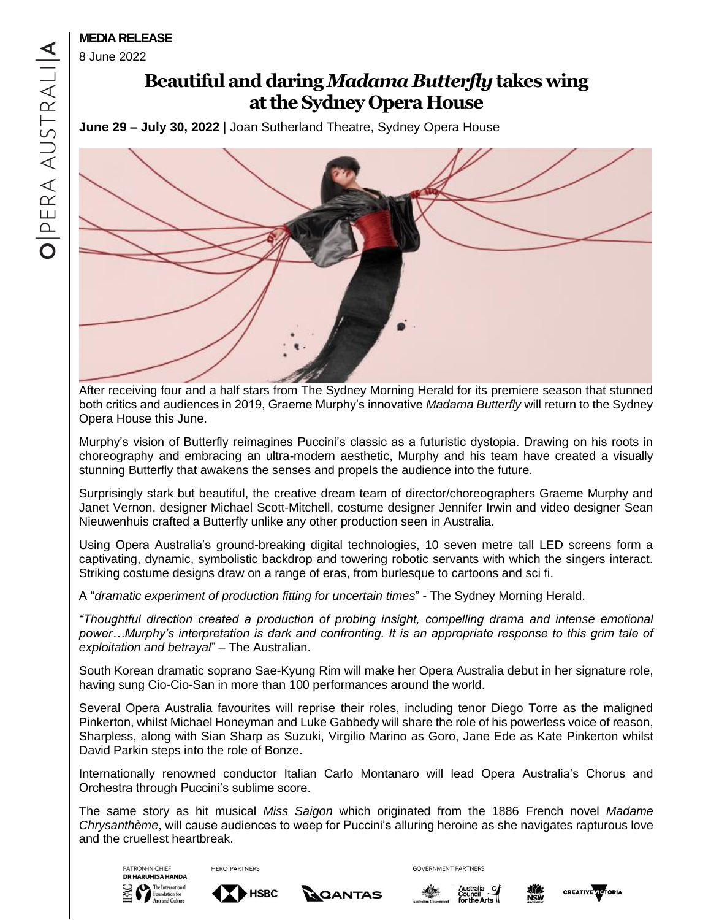**MEDIA RELEASE**

8 June 2022

# Beautiful and daring *Madama Butterfly* takes wing at the Sydney Opera House

**June 29 – July 30, 2022** | Joan Sutherland Theatre, Sydney Opera House

After receiving four and a half stars from The Sydney Morning Herald for its premiere season that stunned both critics and audiences in 2019, Graeme Murphy's innovative *Madama Butterfly* will return to the Sydney Opera House this June.

Murphy's vision of Butterfly reimagines Puccini's classic as a futuristic dystopia. Drawing on his roots in choreography and embracing an ultra-modern aesthetic, Murphy and his team have created a visually stunning Butterfly that awakens the senses and propels the audience into the future.

Surprisingly stark but beautiful, the creative dream team of director/choreographers Graeme Murphy and Janet Vernon, designer Michael Scott-Mitchell, costume designer Jennifer Irwin and video designer Sean Nieuwenhuis crafted a Butterfly unlike any other production seen in Australia.

Using Opera Australia's ground-breaking digital technologies, 10 seven metre tall LED screens form a captivating, dynamic, symbolistic backdrop and towering robotic servants with which the singers interact. Striking costume designs draw on a range of eras, from burlesque to cartoons and sci fi.

A "*dramatic experiment of production fitting for uncertain times*" - The Sydney Morning Herald.

*"Thoughtful direction created a production of probing insight, compelling drama and intense emotional power…Murphy's interpretation is dark and confronting. It is an appropriate response to this grim tale of exploitation and betrayal*" – The Australian.

South Korean dramatic soprano Sae-Kyung Rim will make her Opera Australia debut in her signature role, having sung Cio-Cio-San in more than 100 performances around the world.

Several Opera Australia favourites will reprise their roles, including tenor Diego Torre as the maligned Pinkerton, whilst Michael Honeyman and Luke Gabbedy will share the role of his powerless voice of reason, Sharpless, along with Sian Sharp as Suzuki, Virgilio Marino as Goro, Jane Ede as Kate Pinkerton whilst David Parkin steps into the role of Bonze.

Internationally renowned conductor Italian Carlo Montanaro will lead Opera Australia's Chorus and Orchestra through Puccini's sublime score.

The same story as hit musical *Miss Saigon* which originated from the 1886 French novel *Madame Chrysanthème*, will cause audiences to weep for Puccini's alluring heroine as she navigates rapturous love and the cruellest heartbreak.

PATRON-IN-CHIEF
DR HARUHISA HANDA
The International Foundation for Arts and Culture

HERO PARTNERS
HSBC
QANTAS

GOVERNMENT PARTNERS
Australian Government
Australia Council for the Arts
NSW
CREATIVE VICTORIA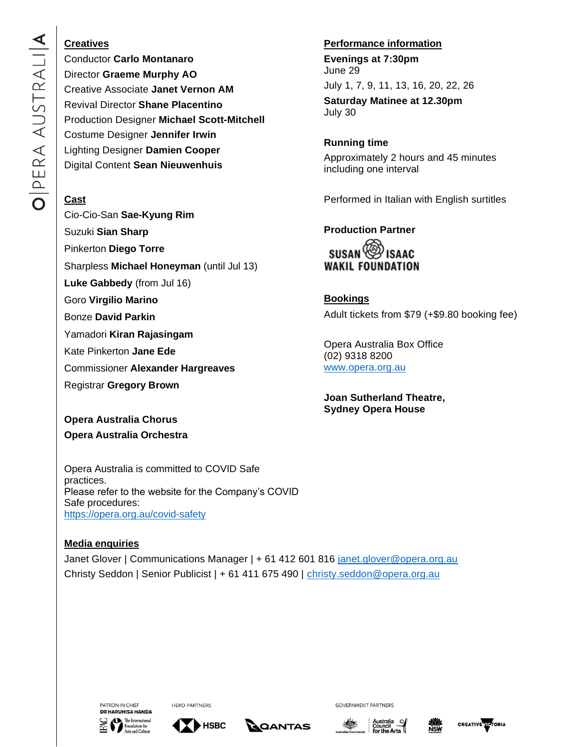## Creatives

Conductor **Carlo Montanaro**
Director **Graeme Murphy AO**
Creative Associate **Janet Vernon AM**
Revival Director **Shane Placentino**
Production Designer **Michael Scott-Mitchell**
Costume Designer **Jennifer Irwin**
Lighting Designer **Damien Cooper**
Digital Content **Sean Nieuwenhuis**

## Cast

Cio-Cio-San **Sae-Kyung Rim**
Suzuki **Sian Sharp**
Pinkerton **Diego Torre**
Sharpless **Michael Honeyman** (until Jul 13)
**Luke Gabbedy** (from Jul 16)
Goro **Virgilio Marino**
Bonze **David Parkin**
Yamadori **Kiran Rajasingam**
Kate Pinkerton **Jane Ede**
Commissioner **Alexander Hargreaves**
Registrar **Gregory Brown**

**Opera Australia Chorus**
**Opera Australia Orchestra**

Opera Australia is committed to COVID Safe practices.
Please refer to the website for the Company's COVID Safe procedures:
https://opera.org.au/covid-safety

## Performance information

**Evenings at 7:30pm**
June 29
July 1, 7, 9, 11, 13, 16, 20, 22, 26

**Saturday Matinee at 12.30pm**
July 30

**Running time**
Approximately 2 hours and 45 minutes including one interval

Performed in Italian with English surtitles

**Production Partner**
SUSAN ISAAC WAKIL FOUNDATION

## Bookings

Adult tickets from $79 (+$9.80 booking fee)

Opera Australia Box Office
(02) 9318 8200
www.opera.org.au

**Joan Sutherland Theatre,**
**Sydney Opera House**

## Media enquiries

Janet Glover | Communications Manager | + 61 412 601 816 janet.glover@opera.org.au
Christy Seddon | Senior Publicist | + 61 411 675 490 | christy.seddon@opera.org.au

PATRON-IN-CHIEF DR HARUHISA HANDA — The International Foundation for Arts and Culture
HERO PARTNERS — HSBC, QANTAS
GOVERNMENT PARTNERS — Australian Government, Australia Council for the Arts, NSW Government, Creative Victoria